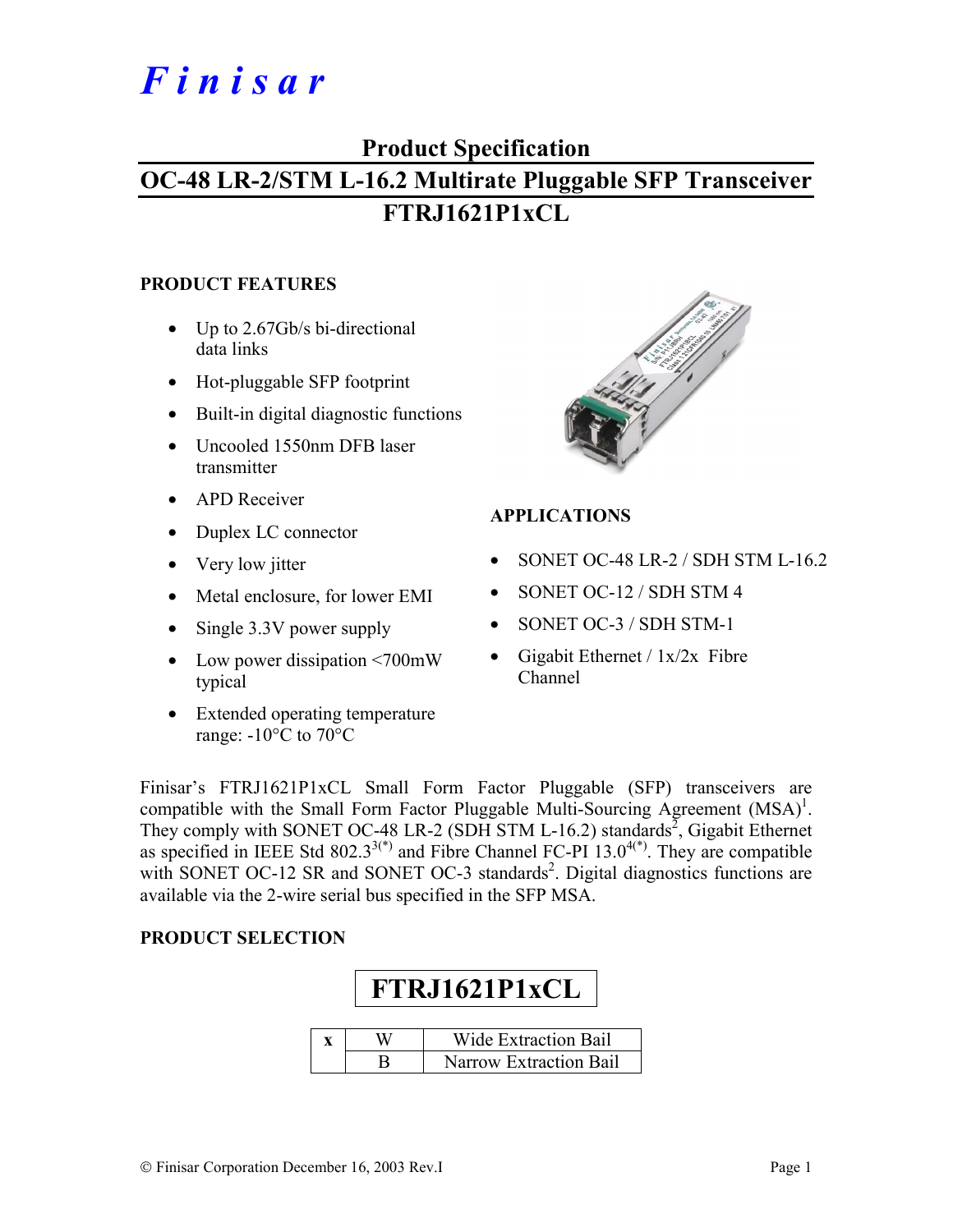# Finisar

## Product Specification

## OC-48 LR-2/STM L-16.2 Multirate Pluggable SFP Transceiver

## FTRJ1621P1xCL

### PRODUCT FEATURES

- Up to 2.67Gb/s bi-directional data links
- Hot-pluggable SFP footprint
- Built-in digital diagnostic functions
- Uncooled 1550nm DFB laser transmitter
- APD Receiver
- Duplex LC connector
- Very low jitter
- Metal enclosure, for lower EMI
- Single 3.3V power supply
- Low power dissipation <700mW typical
- Extended operating temperature range: -10°C to 70°C

### APPLICATIONS

- SONET OC-48 LR-2 / SDH STM L-16.2
- SONET OC-12 / SDH STM 4
- SONET OC-3 / SDH STM-1
- Gigabit Ethernet / 1x/2x Fibre Channel

Finisar's FTRJ1621P1xCL Small Form Factor Pluggable (SFP) transceivers are compatible with the Small Form Factor Pluggable Multi-Sourcing Agreement (MSA)[1]. They comply with SONET OC-48 LR-2 (SDH STM L-16.2) standards[2], Gigabit Ethernet as specified in IEEE Std 802.3[3(*)] and Fibre Channel FC-PI 13.0[4(*)]. They are compatible with SONET OC-12 SR and SONET OC-3 standards[2]. Digital diagnostics functions are available via the 2-wire serial bus specified in the SFP MSA.

### PRODUCT SELECTION

**FTRJ1621P1xCL**

| x | | |
|---|---|---|
| | W | Wide Extraction Bail |
| | B | Narrow Extraction Bail |

© Finisar Corporation December 16, 2003 Rev.I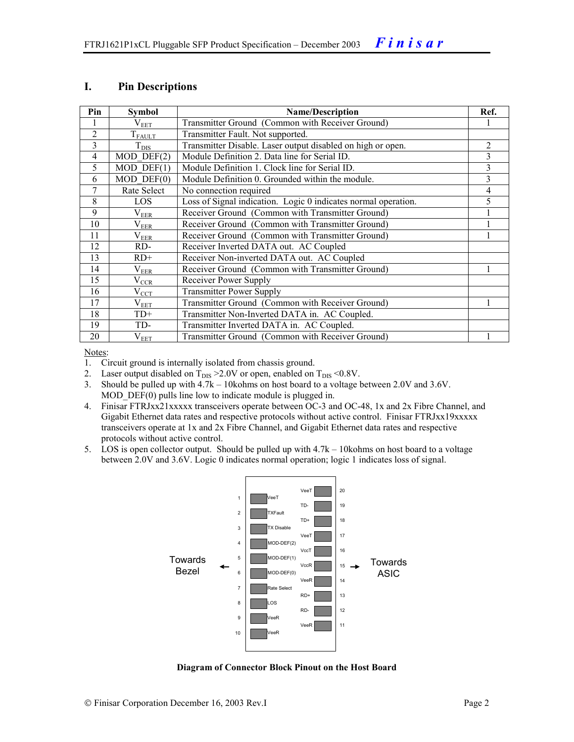## I. Pin Descriptions

| Pin | Symbol | Name/Description | Ref. |
|---|---|---|---|
| 1 | $V_{EET}$ | Transmitter Ground (Common with Receiver Ground) | 1 |
| 2 | $T_{FAULT}$ | Transmitter Fault. Not supported. | |
| 3 | $T_{DIS}$ | Transmitter Disable. Laser output disabled on high or open. | 2 |
| 4 | MOD_DEF(2) | Module Definition 2. Data line for Serial ID. | 3 |
| 5 | MOD_DEF(1) | Module Definition 1. Clock line for Serial ID. | 3 |
| 6 | MOD_DEF(0) | Module Definition 0. Grounded within the module. | 3 |
| 7 | Rate Select | No connection required | 4 |
| 8 | LOS | Loss of Signal indication. Logic 0 indicates normal operation. | 5 |
| 9 | $V_{EER}$ | Receiver Ground (Common with Transmitter Ground) | 1 |
| 10 | $V_{EER}$ | Receiver Ground (Common with Transmitter Ground) | 1 |
| 11 | $V_{EER}$ | Receiver Ground (Common with Transmitter Ground) | 1 |
| 12 | RD- | Receiver Inverted DATA out. AC Coupled | |
| 13 | RD+ | Receiver Non-inverted DATA out. AC Coupled | |
| 14 | $V_{EER}$ | Receiver Ground (Common with Transmitter Ground) | 1 |
| 15 | $V_{CCR}$ | Receiver Power Supply | |
| 16 | $V_{CCT}$ | Transmitter Power Supply | |
| 17 | $V_{EET}$ | Transmitter Ground (Common with Receiver Ground) | 1 |
| 18 | TD+ | Transmitter Non-Inverted DATA in. AC Coupled. | |
| 19 | TD- | Transmitter Inverted DATA in. AC Coupled. | |
| 20 | $V_{EET}$ | Transmitter Ground (Common with Receiver Ground) | 1 |

Notes:

1. Circuit ground is internally isolated from chassis ground.
2. Laser output disabled on $T_{DIS}$ >2.0V or open, enabled on $T_{DIS}$ <0.8V.
3. Should be pulled up with 4.7k – 10kohms on host board to a voltage between 2.0V and 3.6V. MOD_DEF(0) pulls line low to indicate module is plugged in.
4. Finisar FTRJxx21xxxxx transceivers operate between OC-3 and OC-48, 1x and 2x Fibre Channel, and Gigabit Ethernet data rates and respective protocols without active control. Finisar FTRJxx19xxxxx transceivers operate at 1x and 2x Fibre Channel, and Gigabit Ethernet data rates and respective protocols without active control.
5. LOS is open collector output. Should be pulled up with 4.7k – 10kohms on host board to a voltage between 2.0V and 3.6V. Logic 0 indicates normal operation; logic 1 indicates loss of signal.

| Pin | Signal (Towards Bezel side) | Signal (Towards ASIC side) | Pin |
|---|---|---|---|
| 1 | VeeT | VeeT | 20 |
| 2 | TXFault | TD- | 19 |
| 3 | TX Disable | TD+ | 18 |
| 4 | MOD-DEF(2) | VeeT | 17 |
| 5 | MOD-DEF(1) | VccT | 16 |
| 6 | MOD-DEF(0) | VccR | 15 |
| 7 | Rate Select | VeeR | 14 |
| 8 | LOS | RD+ | 13 |
| 9 | VeeR | RD- | 12 |
| 10 | VeeR | VeeR | 11 |

**Diagram of Connector Block Pinout on the Host Board**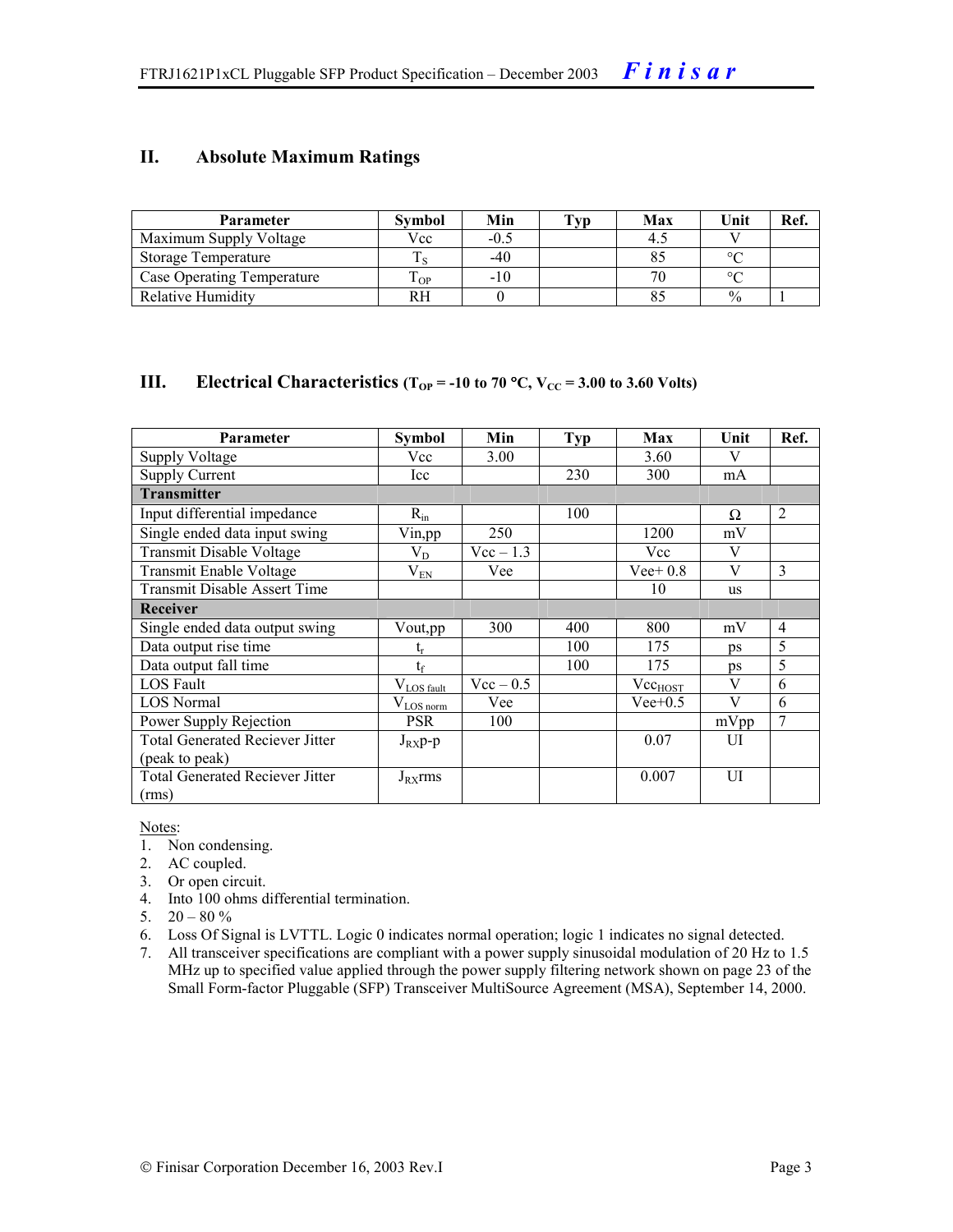## II. Absolute Maximum Ratings

| Parameter | Symbol | Min | Typ | Max | Unit | Ref. |
|---|---|---|---|---|---|---|
| Maximum Supply Voltage | Vcc | -0.5 | | 4.5 | V | |
| Storage Temperature | $T_S$ | -40 | | 85 | °C | |
| Case Operating Temperature | $T_{OP}$ | -10 | | 70 | °C | |
| Relative Humidity | RH | 0 | | 85 | % | 1 |

## III. Electrical Characteristics ($T_{OP}$ = -10 to 70 °C, $V_{CC}$ = 3.00 to 3.60 Volts)

| Parameter | Symbol | Min | Typ | Max | Unit | Ref. |
|---|---|---|---|---|---|---|
| Supply Voltage | Vcc | 3.00 | | 3.60 | V | |
| Supply Current | Icc | | 230 | 300 | mA | |
| **Transmitter** | | | | | | |
| Input differential impedance | $R_{in}$ | | 100 | | Ω | 2 |
| Single ended data input swing | Vin,pp | 250 | | 1200 | mV | |
| Transmit Disable Voltage | $V_D$ | Vcc – 1.3 | | Vcc | V | |
| Transmit Enable Voltage | $V_{EN}$ | Vee | | Vee+ 0.8 | V | 3 |
| Transmit Disable Assert Time | | | | 10 | us | |
| **Receiver** | | | | | | |
| Single ended data output swing | Vout,pp | 300 | 400 | 800 | mV | 4 |
| Data output rise time | $t_r$ | | 100 | 175 | ps | 5 |
| Data output fall time | $t_f$ | | 100 | 175 | ps | 5 |
| LOS Fault | $V_{LOS\ fault}$ | Vcc – 0.5 | | $Vcc_{HOST}$ | V | 6 |
| LOS Normal | $V_{LOS\ norm}$ | Vee | | Vee+0.5 | V | 6 |
| Power Supply Rejection | PSR | 100 | | | mVpp | 7 |
| Total Generated Reciever Jitter (peak to peak) | $J_{RX}$p-p | | | 0.07 | UI | |
| Total Generated Reciever Jitter (rms) | $J_{RX}$rms | | | 0.007 | UI | |

Notes:

1. Non condensing.
2. AC coupled.
3. Or open circuit.
4. Into 100 ohms differential termination.
5. 20 – 80 %
6. Loss Of Signal is LVTTL. Logic 0 indicates normal operation; logic 1 indicates no signal detected.
7. All transceiver specifications are compliant with a power supply sinusoidal modulation of 20 Hz to 1.5 MHz up to specified value applied through the power supply filtering network shown on page 23 of the Small Form-factor Pluggable (SFP) Transceiver MultiSource Agreement (MSA), September 14, 2000.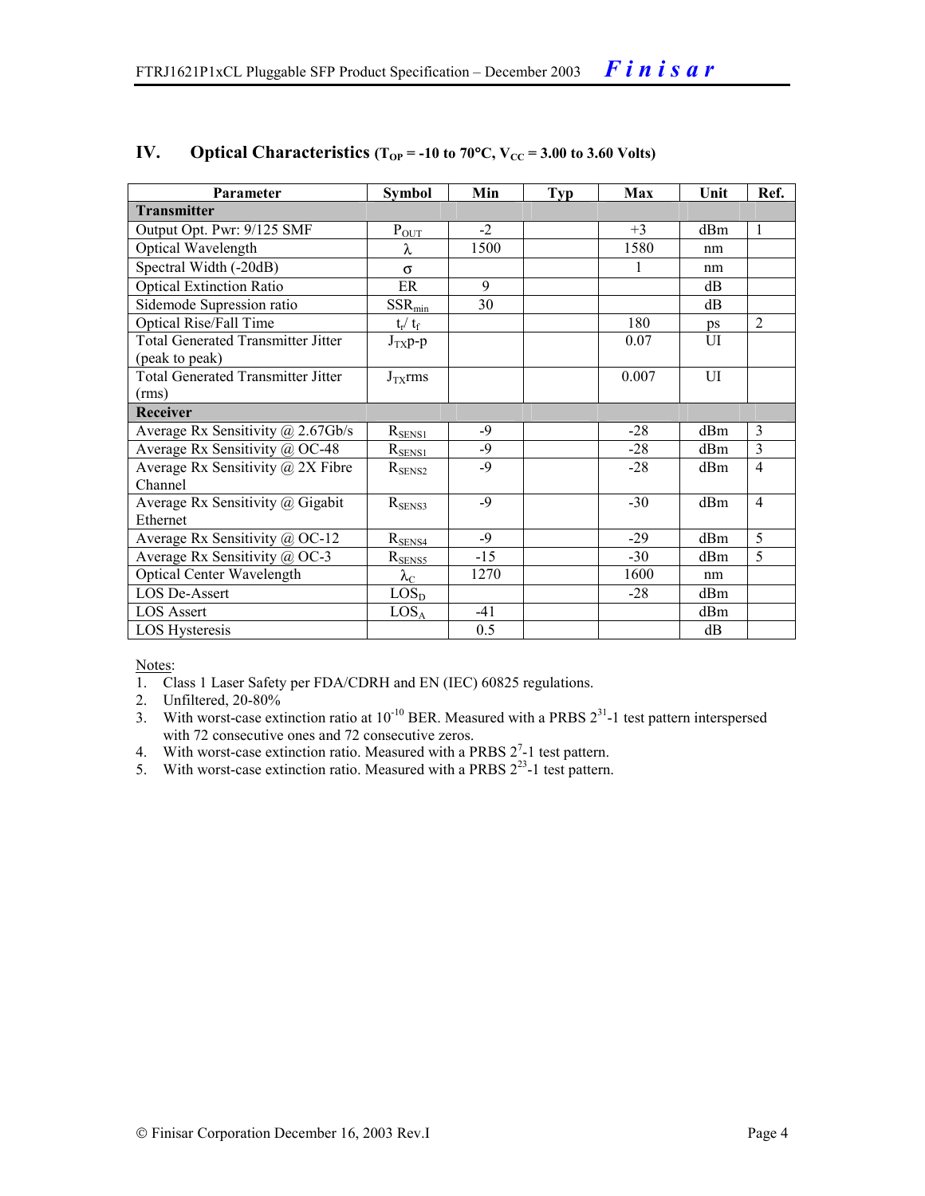## IV. Optical Characteristics ($T_{OP}$ = -10 to 70°C, $V_{CC}$ = 3.00 to 3.60 Volts)

| Parameter | Symbol | Min | Typ | Max | Unit | Ref. |
|---|---|---|---|---|---|---|
| **Transmitter** | | | | | | |
| Output Opt. Pwr: 9/125 SMF | $P_{OUT}$ | -2 | | +3 | dBm | 1 |
| Optical Wavelength | $\lambda$ | 1500 | | 1580 | nm | |
| Spectral Width (-20dB) | $\sigma$ | | | 1 | nm | |
| Optical Extinction Ratio | ER | 9 | | | dB | |
| Sidemode Supression ratio | $SSR_{min}$ | 30 | | | dB | |
| Optical Rise/Fall Time | $t_r / t_f$ | | | 180 | ps | 2 |
| Total Generated Transmitter Jitter (peak to peak) | $J_{TX}$p-p | | | 0.07 | UI | |
| Total Generated Transmitter Jitter (rms) | $J_{TX}$rms | | | 0.007 | UI | |
| **Receiver** | | | | | | |
| Average Rx Sensitivity @ 2.67Gb/s | $R_{SENS1}$ | -9 | | -28 | dBm | 3 |
| Average Rx Sensitivity @ OC-48 | $R_{SENS1}$ | -9 | | -28 | dBm | 3 |
| Average Rx Sensitivity @ 2X Fibre Channel | $R_{SENS2}$ | -9 | | -28 | dBm | 4 |
| Average Rx Sensitivity @ Gigabit Ethernet | $R_{SENS3}$ | -9 | | -30 | dBm | 4 |
| Average Rx Sensitivity @ OC-12 | $R_{SENS4}$ | -9 | | -29 | dBm | 5 |
| Average Rx Sensitivity @ OC-3 | $R_{SENS5}$ | -15 | | -30 | dBm | 5 |
| Optical Center Wavelength | $\lambda_C$ | 1270 | | 1600 | nm | |
| LOS De-Assert | $LOS_D$ | | | -28 | dBm | |
| LOS Assert | $LOS_A$ | -41 | | | dBm | |
| LOS Hysteresis | | 0.5 | | | dB | |

Notes:
1. Class 1 Laser Safety per FDA/CDRH and EN (IEC) 60825 regulations.
2. Unfiltered, 20-80%
3. With worst-case extinction ratio at $10^{-10}$ BER. Measured with a PRBS $2^{31}$-1 test pattern interspersed with 72 consecutive ones and 72 consecutive zeros.
4. With worst-case extinction ratio. Measured with a PRBS $2^{7}$-1 test pattern.
5. With worst-case extinction ratio. Measured with a PRBS $2^{23}$-1 test pattern.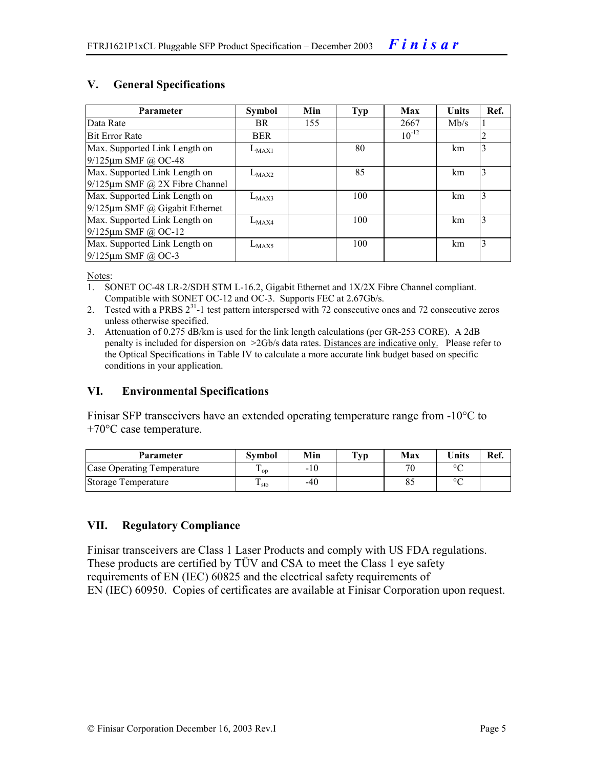## V. General Specifications

| Parameter | Symbol | Min | Typ | Max | Units | Ref. |
|---|---|---|---|---|---|---|
| Data Rate | BR | 155 | | 2667 | Mb/s | 1 |
| Bit Error Rate | BER | | | $10^{-12}$ | | 2 |
| Max. Supported Link Length on 9/125µm SMF @ OC-48 | $L_{MAX1}$ | | 80 | | km | 3 |
| Max. Supported Link Length on 9/125µm SMF @ 2X Fibre Channel | $L_{MAX2}$ | | 85 | | km | 3 |
| Max. Supported Link Length on 9/125µm SMF @ Gigabit Ethernet | $L_{MAX3}$ | | 100 | | km | 3 |
| Max. Supported Link Length on 9/125µm SMF @ OC-12 | $L_{MAX4}$ | | 100 | | km | 3 |
| Max. Supported Link Length on 9/125µm SMF @ OC-3 | $L_{MAX5}$ | | 100 | | km | 3 |

Notes:

1. SONET OC-48 LR-2/SDH STM L-16.2, Gigabit Ethernet and 1X/2X Fibre Channel compliant. Compatible with SONET OC-12 and OC-3. Supports FEC at 2.67Gb/s.
2. Tested with a PRBS $2^{31}$-1 test pattern interspersed with 72 consecutive ones and 72 consecutive zeros unless otherwise specified.
3. Attenuation of 0.275 dB/km is used for the link length calculations (per GR-253 CORE). A 2dB penalty is included for dispersion on >2Gb/s data rates. Distances are indicative only. Please refer to the Optical Specifications in Table IV to calculate a more accurate link budget based on specific conditions in your application.

## VI. Environmental Specifications

Finisar SFP transceivers have an extended operating temperature range from -10°C to +70°C case temperature.

| Parameter | Symbol | Min | Typ | Max | Units | Ref. |
|---|---|---|---|---|---|---|
| Case Operating Temperature | $T_{op}$ | -10 | | 70 | °C | |
| Storage Temperature | $T_{sto}$ | -40 | | 85 | °C | |

## VII. Regulatory Compliance

Finisar transceivers are Class 1 Laser Products and comply with US FDA regulations. These products are certified by TÜV and CSA to meet the Class 1 eye safety requirements of EN (IEC) 60825 and the electrical safety requirements of EN (IEC) 60950. Copies of certificates are available at Finisar Corporation upon request.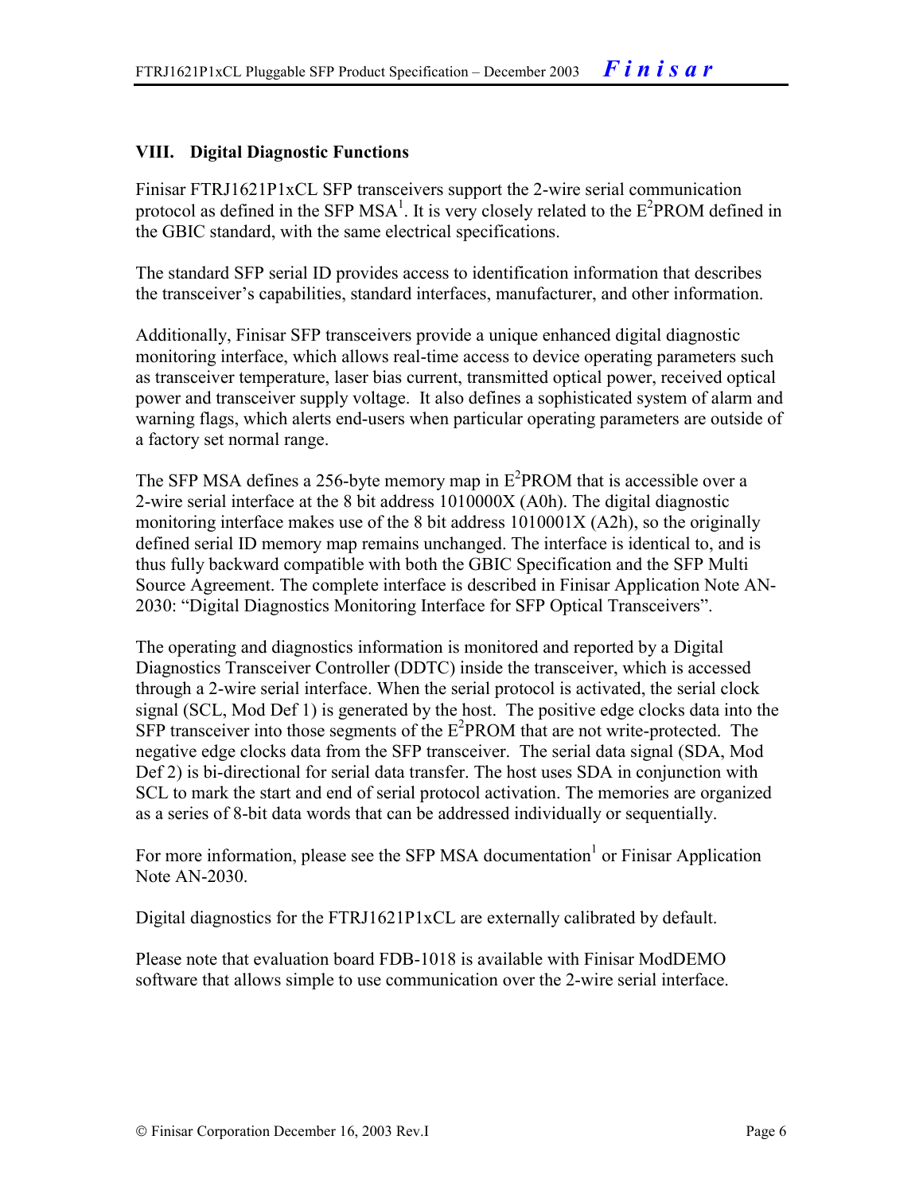## VIII. Digital Diagnostic Functions

Finisar FTRJ1621P1xCL SFP transceivers support the 2-wire serial communication protocol as defined in the SFP MSA[1]. It is very closely related to the E$^2$PROM defined in the GBIC standard, with the same electrical specifications.

The standard SFP serial ID provides access to identification information that describes the transceiver's capabilities, standard interfaces, manufacturer, and other information.

Additionally, Finisar SFP transceivers provide a unique enhanced digital diagnostic monitoring interface, which allows real-time access to device operating parameters such as transceiver temperature, laser bias current, transmitted optical power, received optical power and transceiver supply voltage. It also defines a sophisticated system of alarm and warning flags, which alerts end-users when particular operating parameters are outside of a factory set normal range.

The SFP MSA defines a 256-byte memory map in E$^2$PROM that is accessible over a 2-wire serial interface at the 8 bit address 1010000X (A0h). The digital diagnostic monitoring interface makes use of the 8 bit address 1010001X (A2h), so the originally defined serial ID memory map remains unchanged. The interface is identical to, and is thus fully backward compatible with both the GBIC Specification and the SFP Multi Source Agreement. The complete interface is described in Finisar Application Note AN-2030: "Digital Diagnostics Monitoring Interface for SFP Optical Transceivers".

The operating and diagnostics information is monitored and reported by a Digital Diagnostics Transceiver Controller (DDTC) inside the transceiver, which is accessed through a 2-wire serial interface. When the serial protocol is activated, the serial clock signal (SCL, Mod Def 1) is generated by the host. The positive edge clocks data into the SFP transceiver into those segments of the E$^2$PROM that are not write-protected. The negative edge clocks data from the SFP transceiver. The serial data signal (SDA, Mod Def 2) is bi-directional for serial data transfer. The host uses SDA in conjunction with SCL to mark the start and end of serial protocol activation. The memories are organized as a series of 8-bit data words that can be addressed individually or sequentially.

For more information, please see the SFP MSA documentation[1] or Finisar Application Note AN-2030.

Digital diagnostics for the FTRJ1621P1xCL are externally calibrated by default.

Please note that evaluation board FDB-1018 is available with Finisar ModDEMO software that allows simple to use communication over the 2-wire serial interface.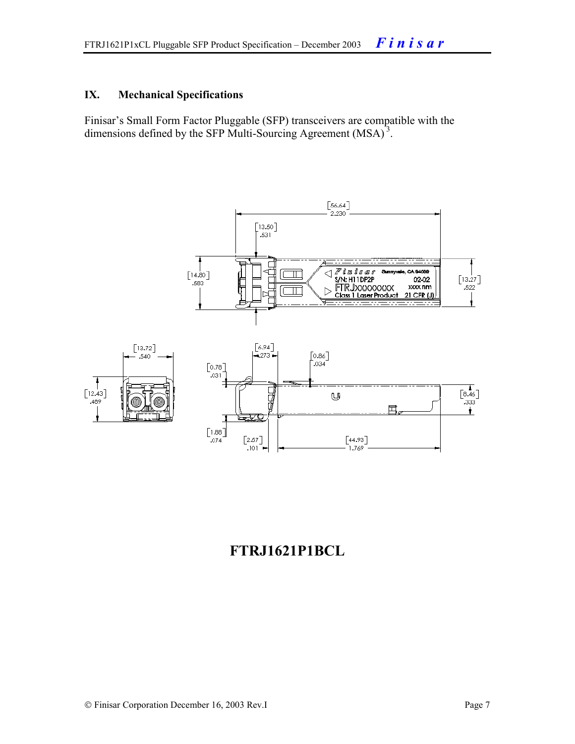## IX. Mechanical Specifications

Finisar's Small Form Factor Pluggable (SFP) transceivers are compatible with the dimensions defined by the SFP Multi-Sourcing Agreement (MSA)[3].

**FTRJ1621P1BCL**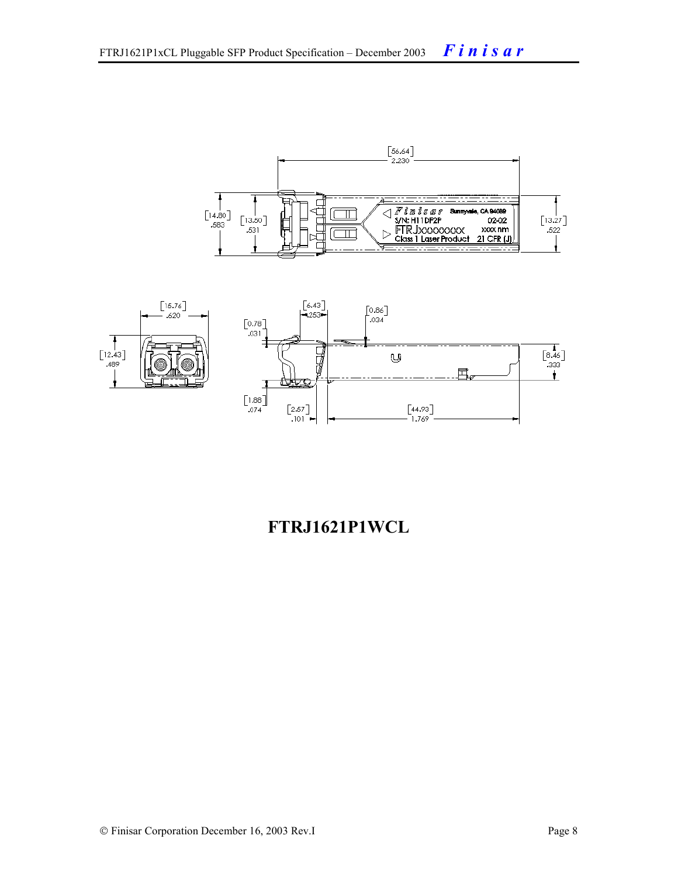**FTRJ1621P1WCL**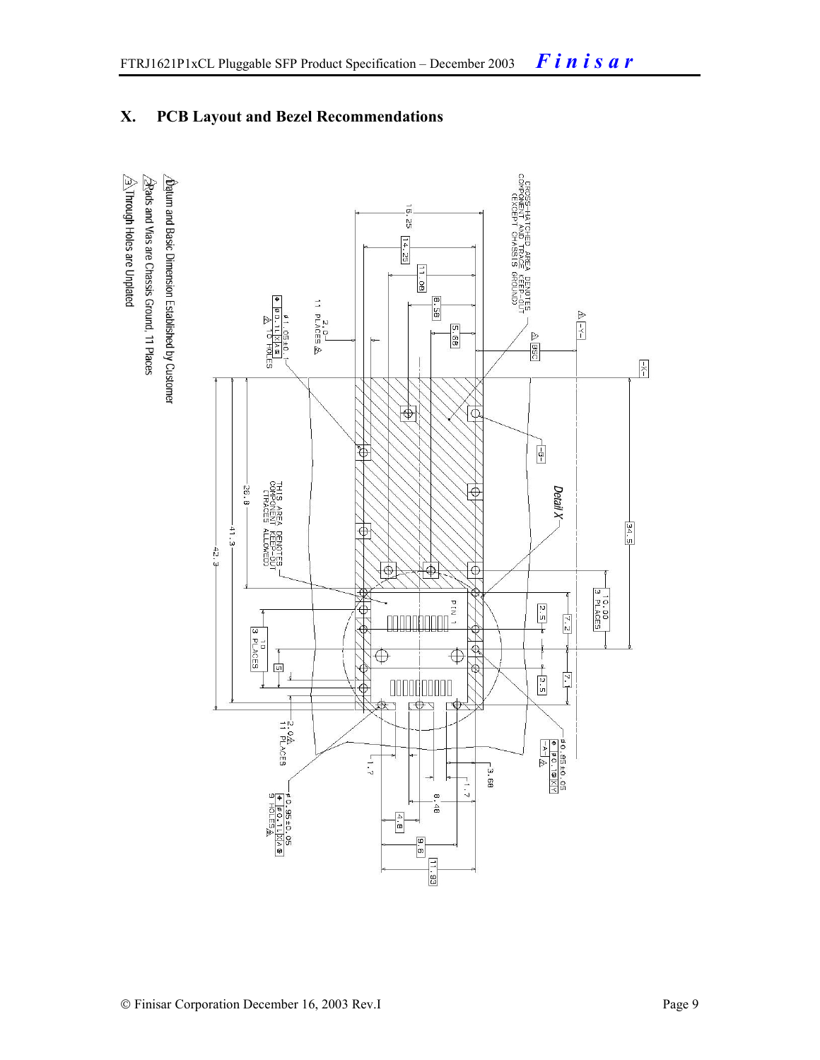## X. PCB Layout and Bezel Recommendations

1. Datum and Basic Dimension Established by Customer
2. Pads and Vias are Chassis Ground, 11 Places
3. Through Holes are Unplated

CROSS-HATCHED AREA DENOTES COMPONENT AND TRACE KEEP-OUT (EXCEPT CHASSIS GROUND)

THIS AREA DENOTES COMPONENT KEEP-OUT (TRACES ALLOWED)

Detail X

PIN 1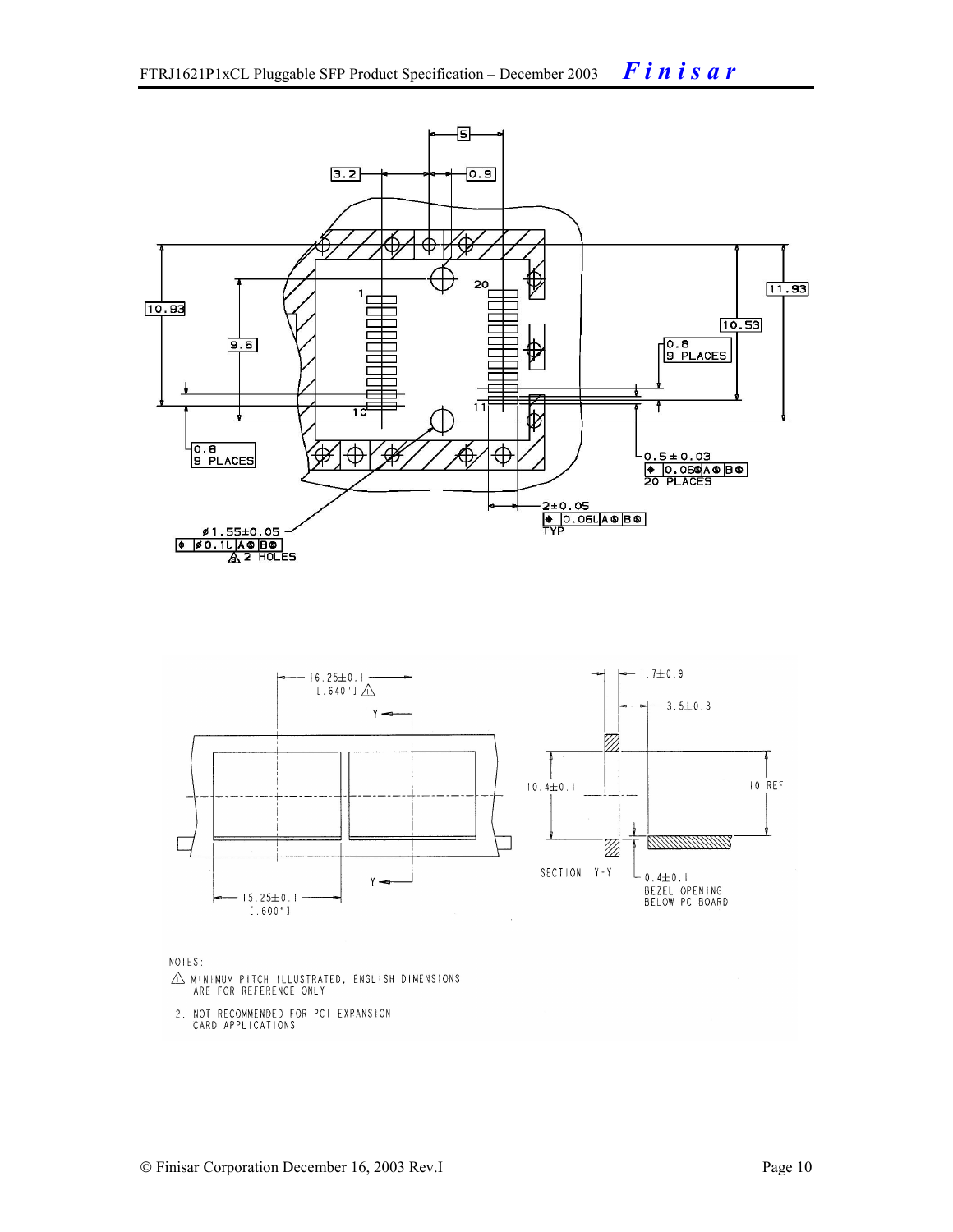NOTES:

1. MINIMUM PITCH ILLUSTRATED, ENGLISH DIMENSIONS ARE FOR REFERENCE ONLY
2. NOT RECOMMENDED FOR PCI EXPANSION CARD APPLICATIONS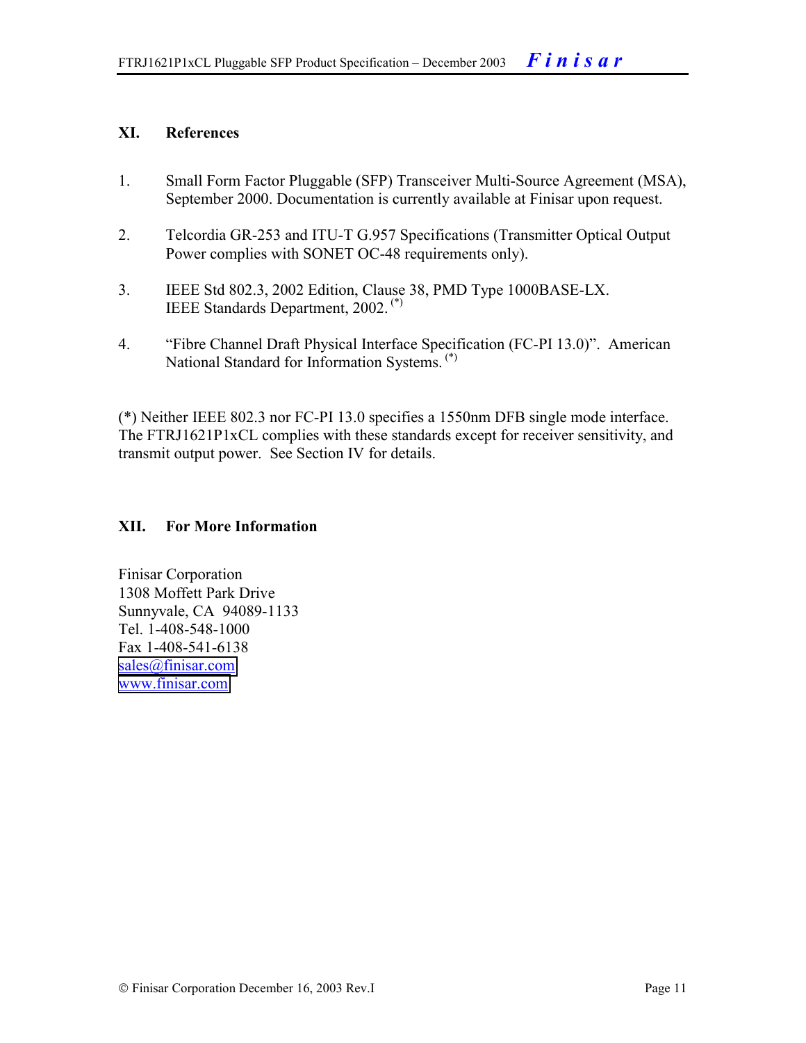## XI. References

1. Small Form Factor Pluggable (SFP) Transceiver Multi-Source Agreement (MSA), September 2000. Documentation is currently available at Finisar upon request.

2. Telcordia GR-253 and ITU-T G.957 Specifications (Transmitter Optical Output Power complies with SONET OC-48 requirements only).

3. IEEE Std 802.3, 2002 Edition, Clause 38, PMD Type 1000BASE-LX. IEEE Standards Department, 2002. (*)

4. "Fibre Channel Draft Physical Interface Specification (FC-PI 13.0)". American National Standard for Information Systems. (*)

(*) Neither IEEE 802.3 nor FC-PI 13.0 specifies a 1550nm DFB single mode interface. The FTRJ1621P1xCL complies with these standards except for receiver sensitivity, and transmit output power. See Section IV for details.

## XII. For More Information

Finisar Corporation
1308 Moffett Park Drive
Sunnyvale, CA 94089-1133
Tel. 1-408-548-1000
Fax 1-408-541-6138
sales@finisar.com
www.finisar.com